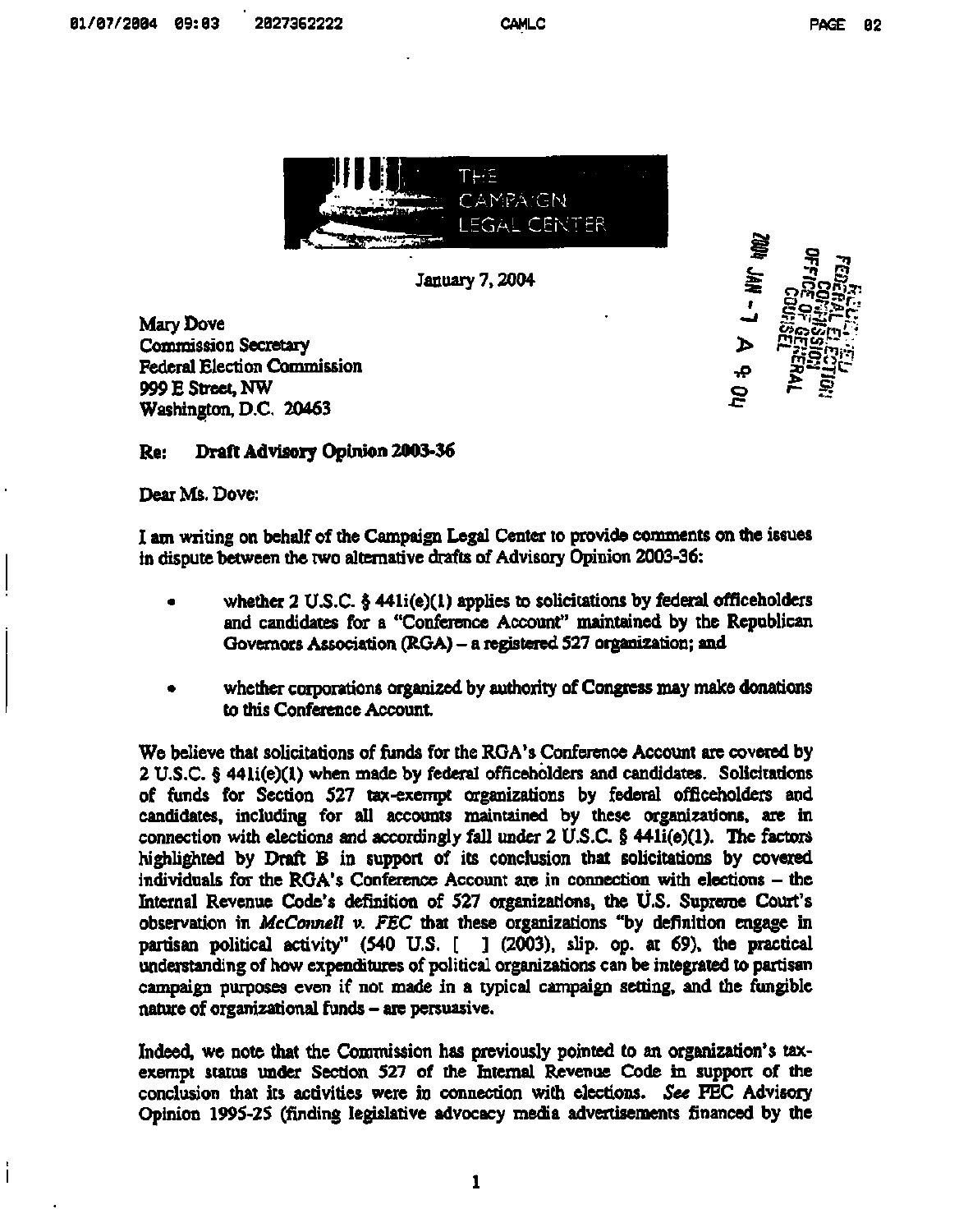THE CAMPAIGN LEGAL CENTER

January 7, 2004

Mary Dove
Commission Secretary
Federal Election Commission
999 E Street, NW
Washington, D.C. 20463

**Re: Draft Advisory Opinion 2003-36**

Dear Ms. Dove:

I am writing on behalf of the Campaign Legal Center to provide comments on the issues in dispute between the two alternative drafts of Advisory Opinion 2003-36:

- whether 2 U.S.C. § 441i(e)(1) applies to solicitations by federal officeholders and candidates for a "Conference Account" maintained by the Republican Governors Association (RGA) – a registered 527 organization; and
- whether corporations organized by authority of Congress may make donations to this Conference Account.

We believe that solicitations of funds for the RGA's Conference Account are covered by 2 U.S.C. § 441i(e)(1) when made by federal officeholders and candidates. Solicitations of funds for Section 527 tax-exempt organizations by federal officeholders and candidates, including for all accounts maintained by these organizations, are in connection with elections and accordingly fall under 2 U.S.C. § 441i(e)(1). The factors highlighted by Draft B in support of its conclusion that solicitations by covered individuals for the RGA's Conference Account are in connection with elections – the Internal Revenue Code's definition of 527 organizations, the U.S. Supreme Court's observation in *McConnell v. FEC* that these organizations "by definition engage in partisan political activity" (540 U.S. [ ] (2003), slip. op. at 69), the practical understanding of how expenditures of political organizations can be integrated to partisan campaign purposes even if not made in a typical campaign setting, and the fungible nature of organizational funds – are persuasive.

Indeed, we note that the Commission has previously pointed to an organization's tax-exempt status under Section 527 of the Internal Revenue Code in support of the conclusion that its activities were in connection with elections. *See* FEC Advisory Opinion 1995-25 (finding legislative advocacy media advertisements financed by the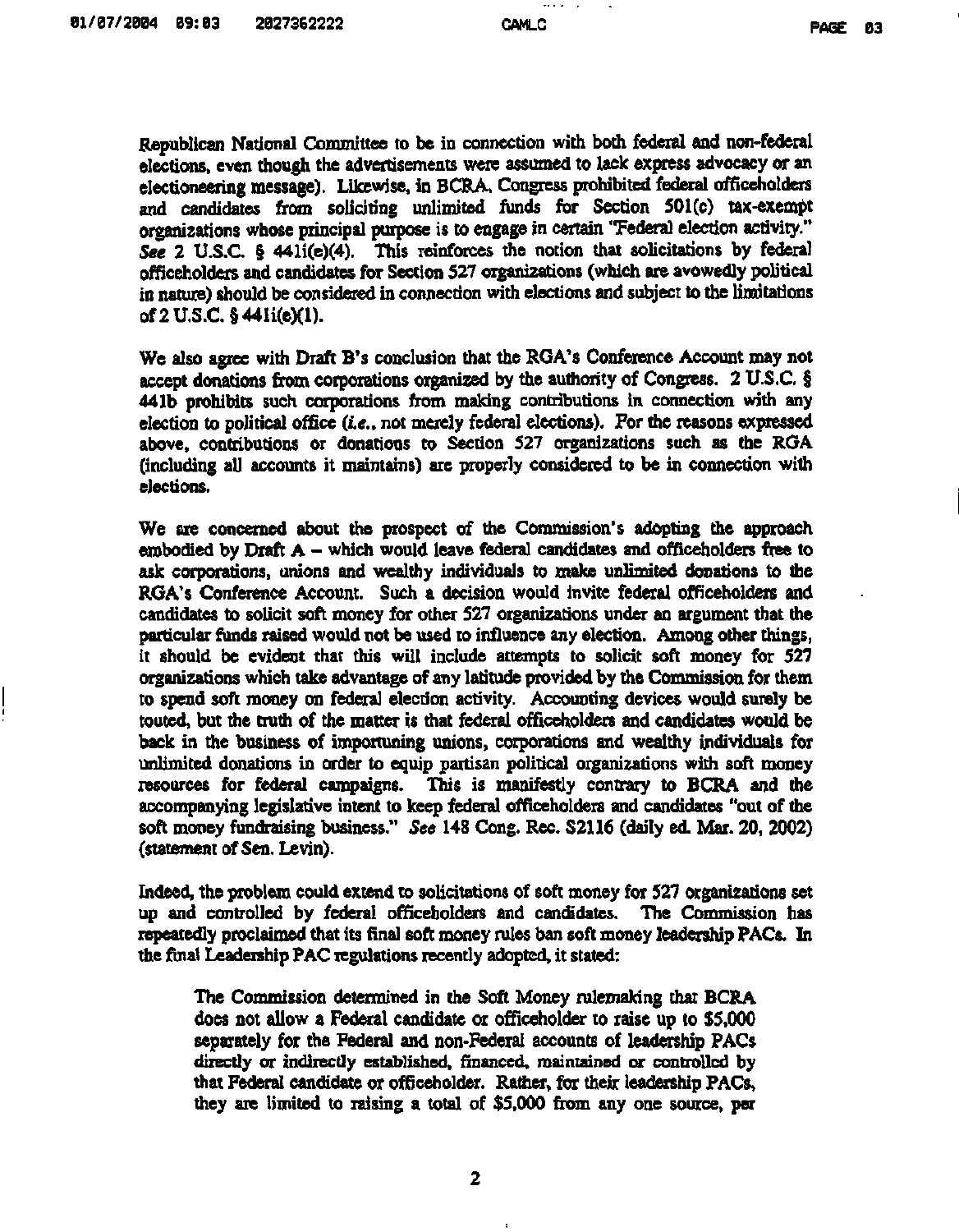Republican National Committee to be in connection with both federal and non-federal elections, even though the advertisements were assumed to lack express advocacy or an electioneering message). Likewise, in BCRA, Congress prohibited federal officeholders and candidates from soliciting unlimited funds for Section 501(c) tax-exempt organizations whose principal purpose is to engage in certain "Federal election activity." *See* 2 U.S.C. § 441i(e)(4). This reinforces the notion that solicitations by federal officeholders and candidates for Section 527 organizations (which are avowedly political in nature) should be considered in connection with elections and subject to the limitations of 2 U.S.C. § 441i(e)(1).

We also agree with Draft B's conclusion that the RGA's Conference Account may not accept donations from corporations organized by the authority of Congress. 2 U.S.C. § 441b prohibits such corporations from making contributions in connection with any election to political office (*i.e.*, not merely federal elections). For the reasons expressed above, contributions or donations to Section 527 organizations such as the RGA (including all accounts it maintains) are properly considered to be in connection with elections.

We are concerned about the prospect of the Commission's adopting the approach embodied by Draft A – which would leave federal candidates and officeholders free to ask corporations, unions and wealthy individuals to make unlimited donations to the RGA's Conference Account. Such a decision would invite federal officeholders and candidates to solicit soft money for other 527 organizations under an argument that the particular funds raised would not be used to influence any election. Among other things, it should be evident that this will include attempts to solicit soft money for 527 organizations which take advantage of any latitude provided by the Commission for them to spend soft money on federal election activity. Accounting devices would surely be touted, but the truth of the matter is that federal officeholders and candidates would be back in the business of importuning unions, corporations and wealthy individuals for unlimited donations in order to equip partisan political organizations with soft money resources for federal campaigns. This is manifestly contrary to BCRA and the accompanying legislative intent to keep federal officeholders and candidates "out of the soft money fundraising business." *See* 148 Cong. Rec. S2116 (daily ed. Mar. 20, 2002) (statement of Sen. Levin).

Indeed, the problem could extend to solicitations of soft money for 527 organizations set up and controlled by federal officeholders and candidates. The Commission has repeatedly proclaimed that its final soft money rules ban soft money leadership PACs. In the final Leadership PAC regulations recently adopted, it stated:

> The Commission determined in the Soft Money rulemaking that BCRA does not allow a Federal candidate or officeholder to raise up to $5,000 separately for the Federal and non-Federal accounts of leadership PACs directly or indirectly established, financed, maintained or controlled by that Federal candidate or officeholder. Rather, for their leadership PACs, they are limited to raising a total of $5,000 from any one source, per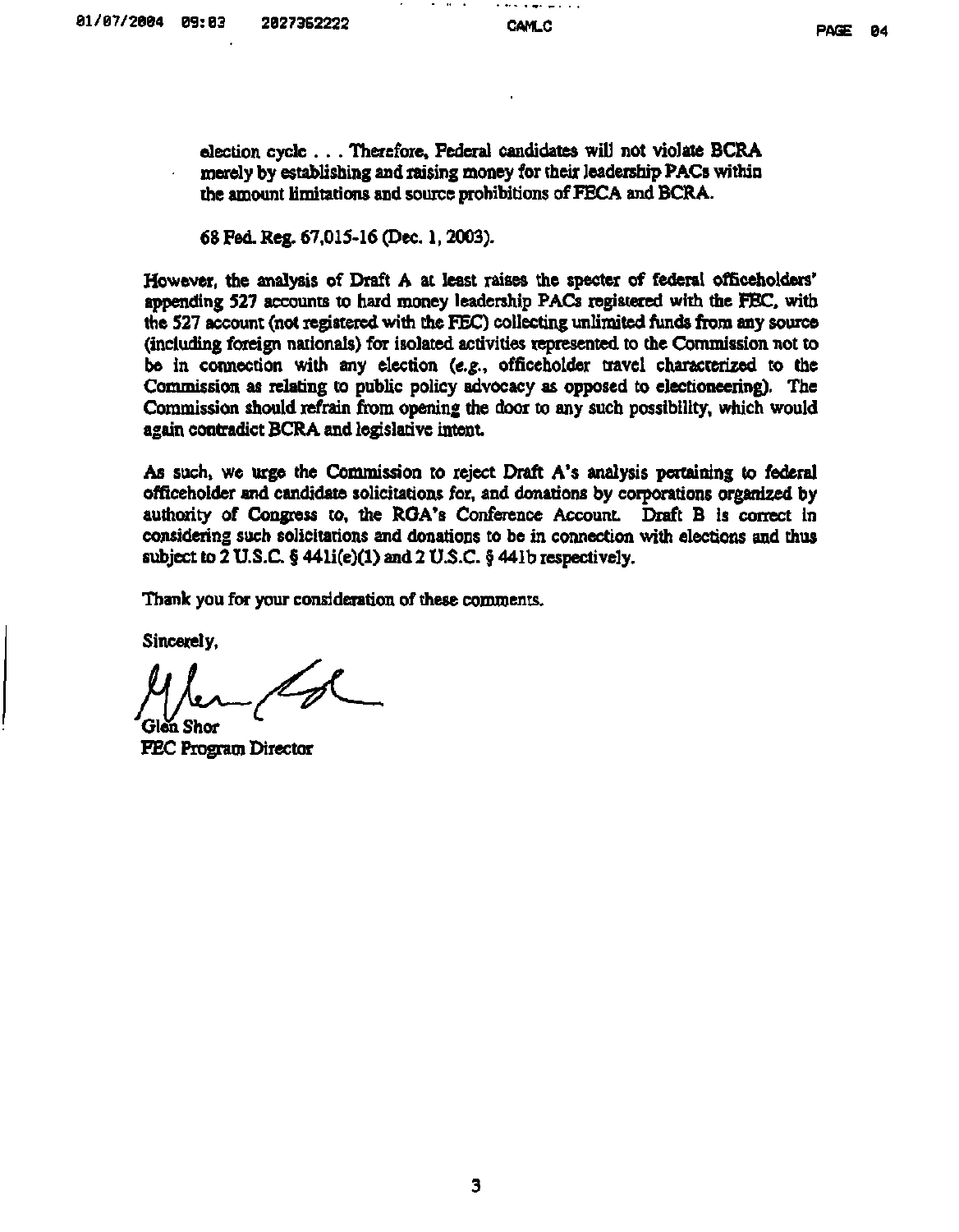election cycle . . . Therefore, Federal candidates will not violate BCRA merely by establishing and raising money for their leadership PACs within the amount limitations and source prohibitions of FECA and BCRA.

68 Fed. Reg. 67,015-16 (Dec. 1, 2003).

However, the analysis of Draft A at least raises the specter of federal officeholders' appending 527 accounts to hard money leadership PACs registered with the FEC, with the 527 account (not registered with the FEC) collecting unlimited funds from any source (including foreign nationals) for isolated activities represented to the Commission not to be in connection with any election (*e.g.*, officeholder travel characterized to the Commission as relating to public policy advocacy as opposed to electioneering). The Commission should refrain from opening the door to any such possibility, which would again contradict BCRA and legislative intent.

As such, we urge the Commission to reject Draft A's analysis pertaining to federal officeholder and candidate solicitations for, and donations by corporations organized by authority of Congress to, the RGA's Conference Account. Draft B is correct in considering such solicitations and donations to be in connection with elections and thus subject to 2 U.S.C. § 441i(e)(1) and 2 U.S.C. § 441b respectively.

Thank you for your consideration of these comments.

Sincerely,

Glen Shor
FEC Program Director